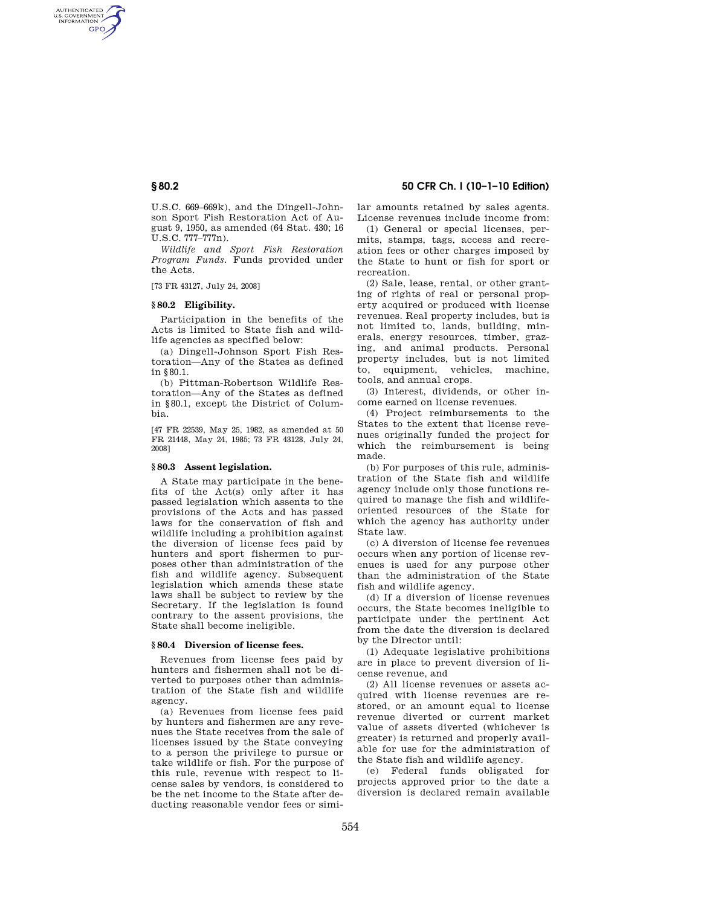U.S.C. 669–669k), and the Dingell-Johnson Sport Fish Restoration Act of August 9, 1950, as amended (64 Stat. 430; 16 U.S.C. 777–777n).

*Wildlife and Sport Fish Restoration Program Funds.* Funds provided under the Acts.

[73 FR 43127, July 24, 2008]

## § 80.2 Eligibility.

Participation in the benefits of the Acts is limited to State fish and wildlife agencies as specified below:

(a) Dingell-Johnson Sport Fish Restoration—Any of the States as defined in §80.1.

(b) Pittman-Robertson Wildlife Restoration—Any of the States as defined in §80.1, except the District of Columbia.

[47 FR 22539, May 25, 1982, as amended at 50 FR 21448, May 24, 1985; 73 FR 43128, July 24, 2008]

## § 80.3 Assent legislation.

A State may participate in the benefits of the Act(s) only after it has passed legislation which assents to the provisions of the Acts and has passed laws for the conservation of fish and wildlife including a prohibition against the diversion of license fees paid by hunters and sport fishermen to purposes other than administration of the fish and wildlife agency. Subsequent legislation which amends these state laws shall be subject to review by the Secretary. If the legislation is found contrary to the assent provisions, the State shall become ineligible.

## § 80.4 Diversion of license fees.

Revenues from license fees paid by hunters and fishermen shall not be diverted to purposes other than administration of the State fish and wildlife agency.

(a) Revenues from license fees paid by hunters and fishermen are any revenues the State receives from the sale of licenses issued by the State conveying to a person the privilege to pursue or take wildlife or fish. For the purpose of this rule, revenue with respect to license sales by vendors, is considered to be the net income to the State after deducting reasonable vendor fees or similar amounts retained by sales agents. License revenues include income from:

(1) General or special licenses, permits, stamps, tags, access and recreation fees or other charges imposed by the State to hunt or fish for sport or recreation.

(2) Sale, lease, rental, or other granting of rights of real or personal property acquired or produced with license revenues. Real property includes, but is not limited to, lands, building, minerals, energy resources, timber, grazing, and animal products. Personal property includes, but is not limited to, equipment, vehicles, machine, tools, and annual crops.

(3) Interest, dividends, or other income earned on license revenues.

(4) Project reimbursements to the States to the extent that license revenues originally funded the project for which the reimbursement is being made.

(b) For purposes of this rule, administration of the State fish and wildlife agency include only those functions required to manage the fish and wildlife-oriented resources of the State for which the agency has authority under State law.

(c) A diversion of license fee revenues occurs when any portion of license revenues is used for any purpose other than the administration of the State fish and wildlife agency.

(d) If a diversion of license revenues occurs, the State becomes ineligible to participate under the pertinent Act from the date the diversion is declared by the Director until:

(1) Adequate legislative prohibitions are in place to prevent diversion of license revenue, and

(2) All license revenues or assets acquired with license revenues are restored, or an amount equal to license revenue diverted or current market value of assets diverted (whichever is greater) is returned and properly available for use for the administration of the State fish and wildlife agency.

(e) Federal funds obligated for projects approved prior to the date a diversion is declared remain available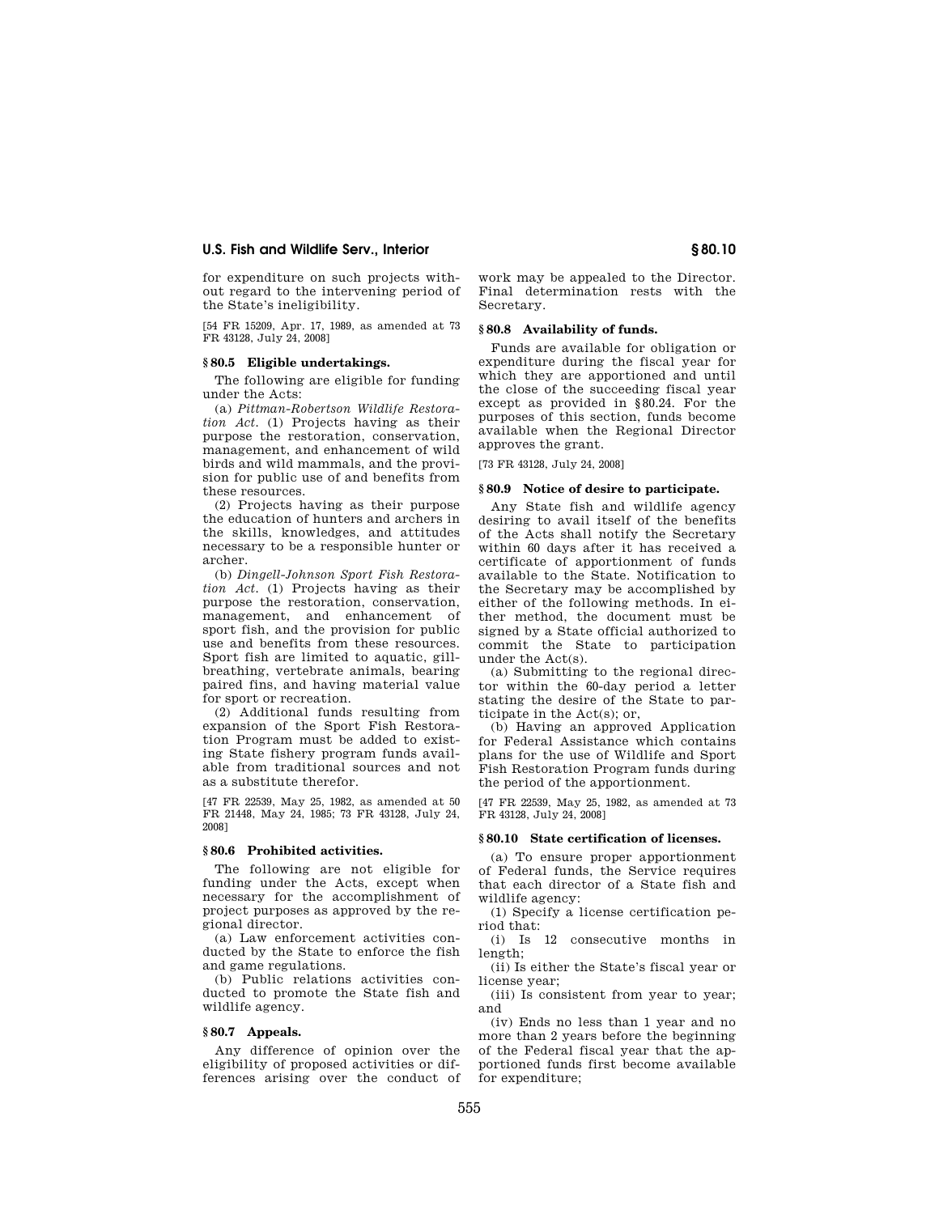for expenditure on such projects without regard to the intervening period of the State's ineligibility.

[54 FR 15209, Apr. 17, 1989, as amended at 73 FR 43128, July 24, 2008]

## § 80.5 Eligible undertakings.

The following are eligible for funding under the Acts:

(a) *Pittman-Robertson Wildlife Restoration Act.* (1) Projects having as their purpose the restoration, conservation, management, and enhancement of wild birds and wild mammals, and the provision for public use of and benefits from these resources.

(2) Projects having as their purpose the education of hunters and archers in the skills, knowledges, and attitudes necessary to be a responsible hunter or archer.

(b) *Dingell-Johnson Sport Fish Restoration Act.* (1) Projects having as their purpose the restoration, conservation, management, and enhancement of sport fish, and the provision for public use and benefits from these resources. Sport fish are limited to aquatic, gill-breathing, vertebrate animals, bearing paired fins, and having material value for sport or recreation.

(2) Additional funds resulting from expansion of the Sport Fish Restoration Program must be added to existing State fishery program funds available from traditional sources and not as a substitute therefor.

[47 FR 22539, May 25, 1982, as amended at 50 FR 21448, May 24, 1985; 73 FR 43128, July 24, 2008]

## § 80.6 Prohibited activities.

The following are not eligible for funding under the Acts, except when necessary for the accomplishment of project purposes as approved by the regional director.

(a) Law enforcement activities conducted by the State to enforce the fish and game regulations.

(b) Public relations activities conducted to promote the State fish and wildlife agency.

## § 80.7 Appeals.

Any difference of opinion over the eligibility of proposed activities or differences arising over the conduct of work may be appealed to the Director. Final determination rests with the Secretary.

## § 80.8 Availability of funds.

Funds are available for obligation or expenditure during the fiscal year for which they are apportioned and until the close of the succeeding fiscal year except as provided in §80.24. For the purposes of this section, funds become available when the Regional Director approves the grant.

[73 FR 43128, July 24, 2008]

## § 80.9 Notice of desire to participate.

Any State fish and wildlife agency desiring to avail itself of the benefits of the Acts shall notify the Secretary within 60 days after it has received a certificate of apportionment of funds available to the State. Notification to the Secretary may be accomplished by either of the following methods. In either method, the document must be signed by a State official authorized to commit the State to participation under the Act(s).

(a) Submitting to the regional director within the 60-day period a letter stating the desire of the State to participate in the Act(s); or,

(b) Having an approved Application for Federal Assistance which contains plans for the use of Wildlife and Sport Fish Restoration Program funds during the period of the apportionment.

[47 FR 22539, May 25, 1982, as amended at 73 FR 43128, July 24, 2008]

## § 80.10 State certification of licenses.

(a) To ensure proper apportionment of Federal funds, the Service requires that each director of a State fish and wildlife agency:

(1) Specify a license certification period that:

(i) Is 12 consecutive months in length;

(ii) Is either the State's fiscal year or license year;

(iii) Is consistent from year to year; and

(iv) Ends no less than 1 year and no more than 2 years before the beginning of the Federal fiscal year that the apportioned funds first become available for expenditure;